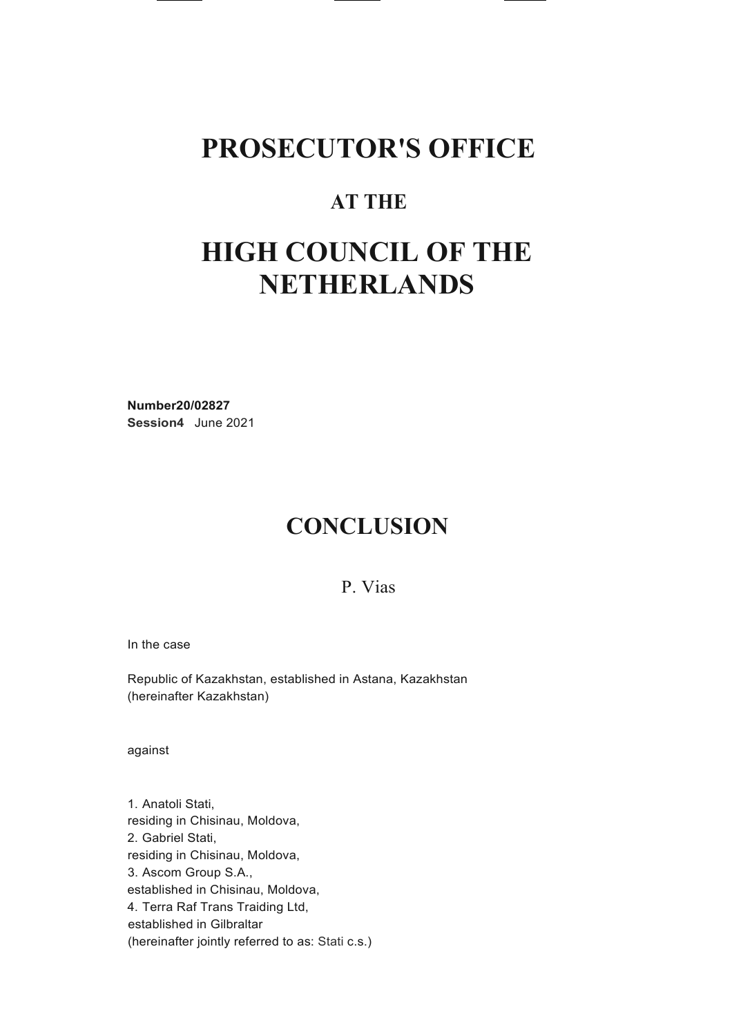# PROSECUTOR'S OFFICE

## AT THE

# HIGH COUNCIL OF THE NETHERLANDS

**Number20/02827**
**Session4** June 2021

# CONCLUSION

P. Vias

In the case

Republic of Kazakhstan, established in Astana, Kazakhstan
(hereinafter Kazakhstan)

against

1. Anatoli Stati,
residing in Chisinau, Moldova,
2. Gabriel Stati,
residing in Chisinau, Moldova,
3. Ascom Group S.A.,
established in Chisinau, Moldova,
4. Terra Raf Trans Traiding Ltd,
established in Gilbraltar
(hereinafter jointly referred to as: Stati c.s.)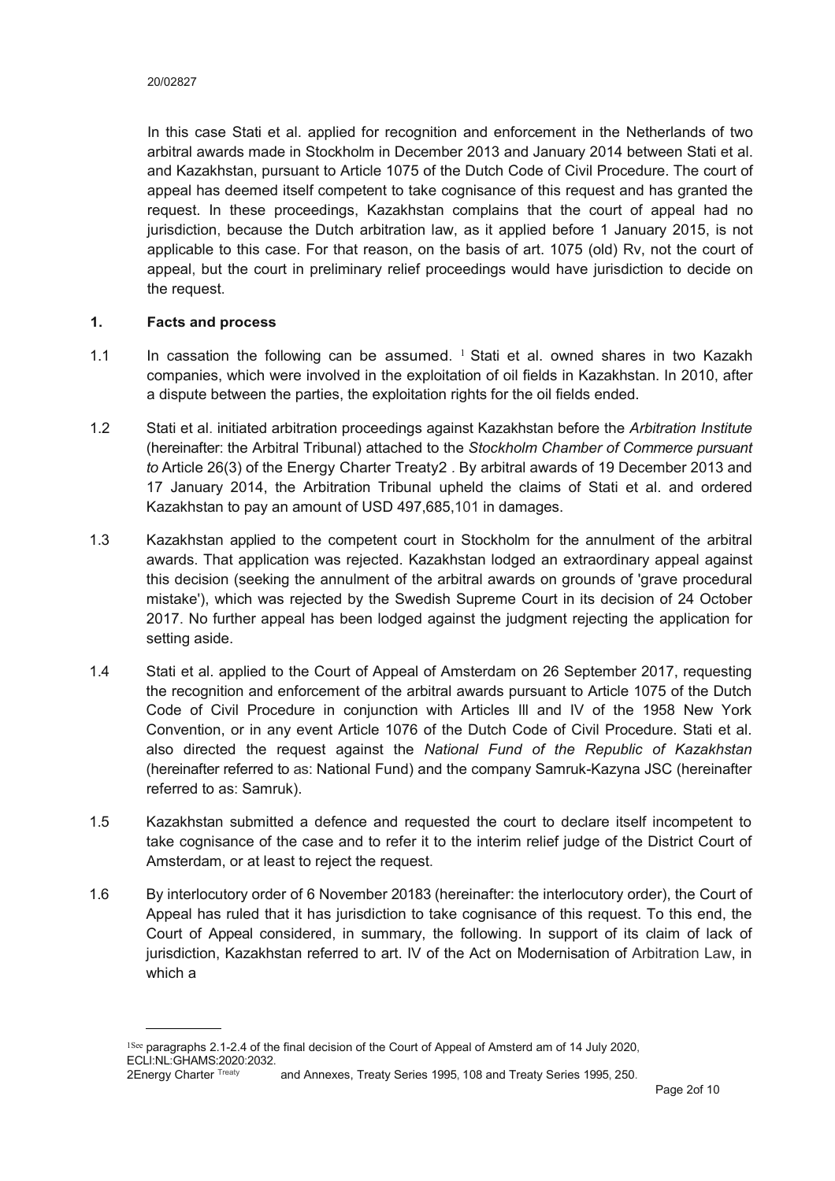In this case Stati et al. applied for recognition and enforcement in the Netherlands of two arbitral awards made in Stockholm in December 2013 and January 2014 between Stati et al. and Kazakhstan, pursuant to Article 1075 of the Dutch Code of Civil Procedure. The court of appeal has deemed itself competent to take cognisance of this request and has granted the request. In these proceedings, Kazakhstan complains that the court of appeal had no jurisdiction, because the Dutch arbitration law, as it applied before 1 January 2015, is not applicable to this case. For that reason, on the basis of art. 1075 (old) Rv, not the court of appeal, but the court in preliminary relief proceedings would have jurisdiction to decide on the request.

## 1. Facts and process

1.1 In cassation the following can be assumed. [1] Stati et al. owned shares in two Kazakh companies, which were involved in the exploitation of oil fields in Kazakhstan. In 2010, after a dispute between the parties, the exploitation rights for the oil fields ended.

1.2 Stati et al. initiated arbitration proceedings against Kazakhstan before the *Arbitration Institute* (hereinafter: the Arbitral Tribunal) attached to the *Stockholm Chamber of Commerce pursuant to* Article 26(3) of the Energy Charter Treaty[2] . By arbitral awards of 19 December 2013 and 17 January 2014, the Arbitration Tribunal upheld the claims of Stati et al. and ordered Kazakhstan to pay an amount of USD 497,685,101 in damages.

1.3 Kazakhstan applied to the competent court in Stockholm for the annulment of the arbitral awards. That application was rejected. Kazakhstan lodged an extraordinary appeal against this decision (seeking the annulment of the arbitral awards on grounds of 'grave procedural mistake'), which was rejected by the Swedish Supreme Court in its decision of 24 October 2017. No further appeal has been lodged against the judgment rejecting the application for setting aside.

1.4 Stati et al. applied to the Court of Appeal of Amsterdam on 26 September 2017, requesting the recognition and enforcement of the arbitral awards pursuant to Article 1075 of the Dutch Code of Civil Procedure in conjunction with Articles Ill and IV of the 1958 New York Convention, or in any event Article 1076 of the Dutch Code of Civil Procedure. Stati et al. also directed the request against the *National Fund of the Republic of Kazakhstan* (hereinafter referred to as: National Fund) and the company Samruk-Kazyna JSC (hereinafter referred to as: Samruk).

1.5 Kazakhstan submitted a defence and requested the court to declare itself incompetent to take cognisance of the case and to refer it to the interim relief judge of the District Court of Amsterdam, or at least to reject the request.

1.6 By interlocutory order of 6 November 2018[3] (hereinafter: the interlocutory order), the Court of Appeal has ruled that it has jurisdiction to take cognisance of this request. To this end, the Court of Appeal considered, in summary, the following. In support of its claim of lack of jurisdiction, Kazakhstan referred to art. IV of the Act on Modernisation of Arbitration Law, in which a

---

[1] See paragraphs 2.1-2.4 of the final decision of the Court of Appeal of Amsterd am of 14 July 2020, ECLI:NL:GHAMS:2020:2032.

[2] Energy Charter Treaty and Annexes, Treaty Series 1995, 108 and Treaty Series 1995, 250.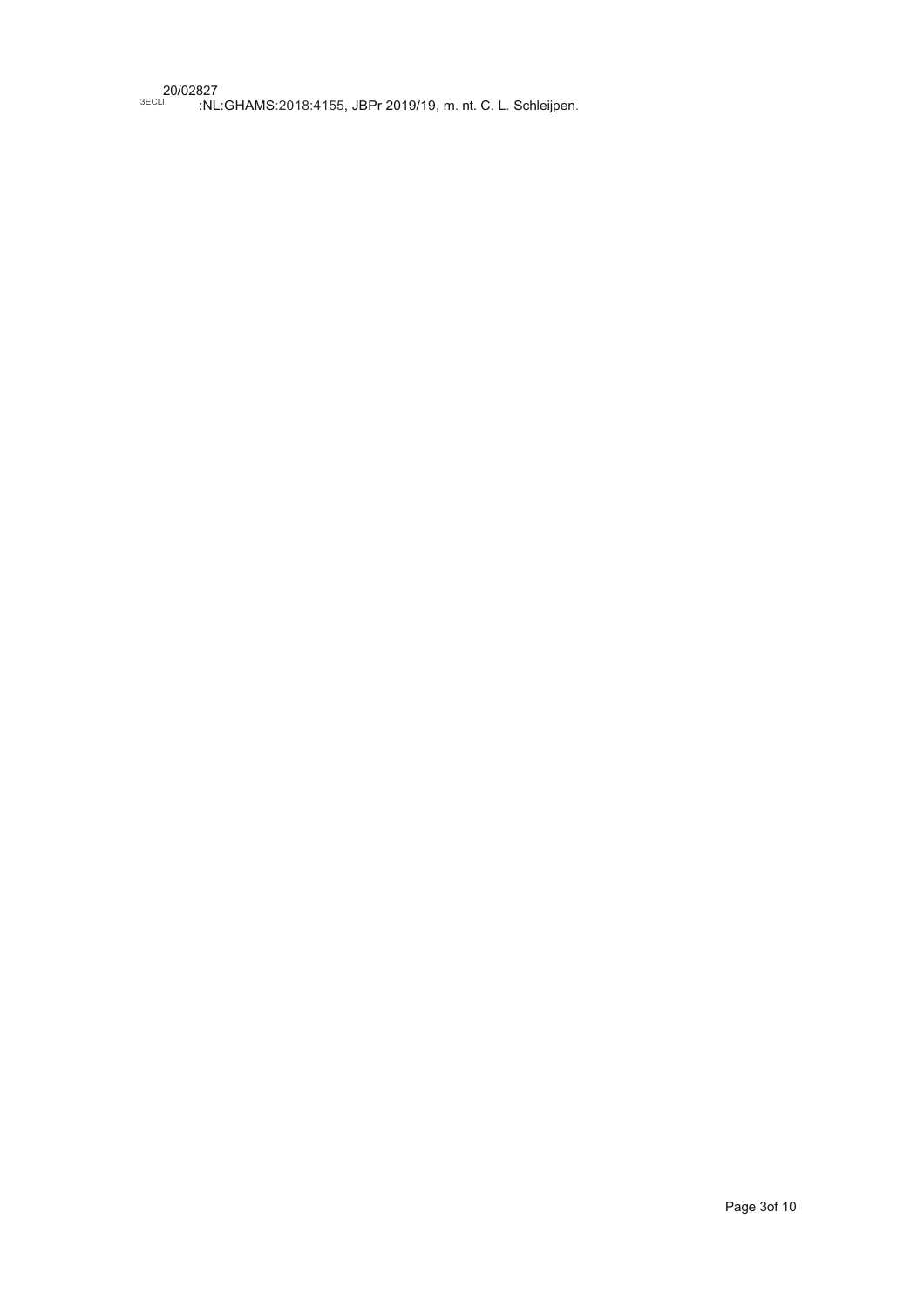[3] ECLI:NL:GHAMS:2018:4155, JBPr 2019/19, m. nt. C. L. Schleijpen.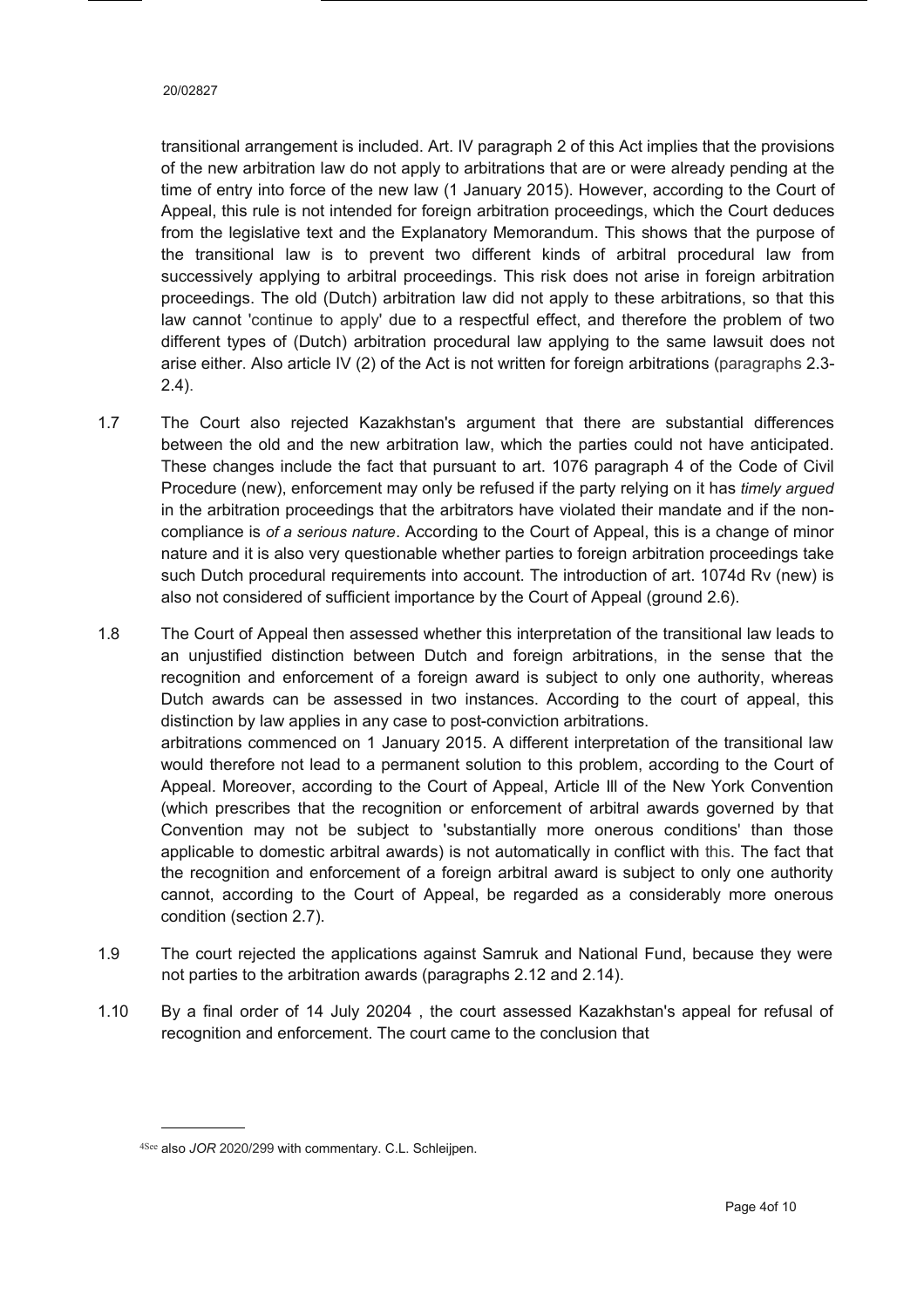transitional arrangement is included. Art. IV paragraph 2 of this Act implies that the provisions of the new arbitration law do not apply to arbitrations that are or were already pending at the time of entry into force of the new law (1 January 2015). However, according to the Court of Appeal, this rule is not intended for foreign arbitration proceedings, which the Court deduces from the legislative text and the Explanatory Memorandum. This shows that the purpose of the transitional law is to prevent two different kinds of arbitral procedural law from successively applying to arbitral proceedings. This risk does not arise in foreign arbitration proceedings. The old (Dutch) arbitration law did not apply to these arbitrations, so that this law cannot 'continue to apply' due to a respectful effect, and therefore the problem of two different types of (Dutch) arbitration procedural law applying to the same lawsuit does not arise either. Also article IV (2) of the Act is not written for foreign arbitrations (paragraphs 2.3-2.4).

1.7 The Court also rejected Kazakhstan's argument that there are substantial differences between the old and the new arbitration law, which the parties could not have anticipated. These changes include the fact that pursuant to art. 1076 paragraph 4 of the Code of Civil Procedure (new), enforcement may only be refused if the party relying on it has *timely argued* in the arbitration proceedings that the arbitrators have violated their mandate and if the non-compliance is *of a serious nature*. According to the Court of Appeal, this is a change of minor nature and it is also very questionable whether parties to foreign arbitration proceedings take such Dutch procedural requirements into account. The introduction of art. 1074d Rv (new) is also not considered of sufficient importance by the Court of Appeal (ground 2.6).

1.8 The Court of Appeal then assessed whether this interpretation of the transitional law leads to an unjustified distinction between Dutch and foreign arbitrations, in the sense that the recognition and enforcement of a foreign award is subject to only one authority, whereas Dutch awards can be assessed in two instances. According to the court of appeal, this distinction by law applies in any case to post-conviction arbitrations.
arbitrations commenced on 1 January 2015. A different interpretation of the transitional law would therefore not lead to a permanent solution to this problem, according to the Court of Appeal. Moreover, according to the Court of Appeal, Article Ill of the New York Convention (which prescribes that the recognition or enforcement of arbitral awards governed by that Convention may not be subject to 'substantially more onerous conditions' than those applicable to domestic arbitral awards) is not automatically in conflict with this. The fact that the recognition and enforcement of a foreign arbitral award is subject to only one authority cannot, according to the Court of Appeal, be regarded as a considerably more onerous condition (section 2.7).

1.9 The court rejected the applications against Samruk and National Fund, because they were not parties to the arbitration awards (paragraphs 2.12 and 2.14).

1.10 By a final order of 14 July 2020[4] , the court assessed Kazakhstan's appeal for refusal of recognition and enforcement. The court came to the conclusion that

---

[4] See also *JOR* 2020/299 with commentary. C.L. Schleijpen.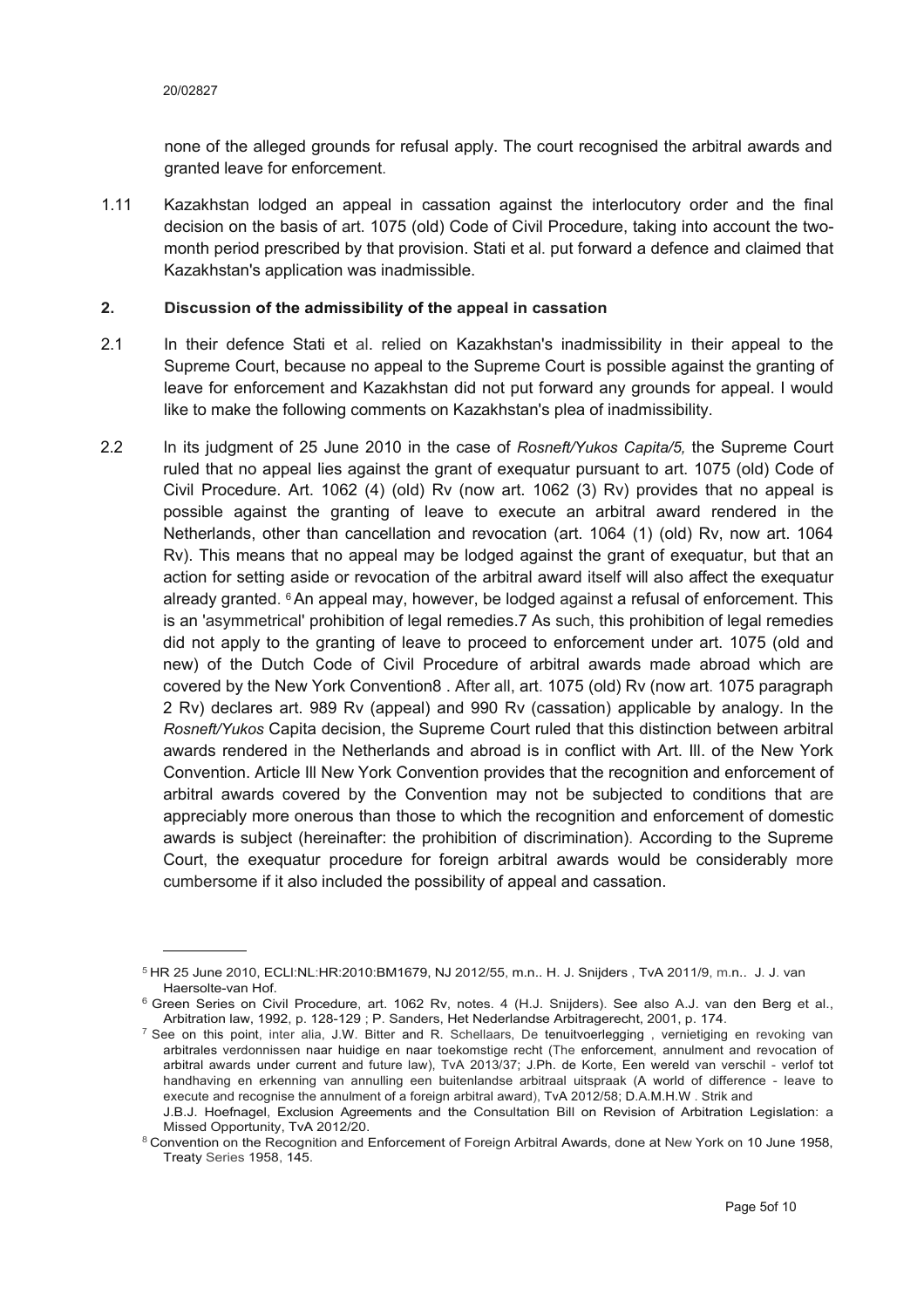none of the alleged grounds for refusal apply. The court recognised the arbitral awards and granted leave for enforcement.

1.11 Kazakhstan lodged an appeal in cassation against the interlocutory order and the final decision on the basis of art. 1075 (old) Code of Civil Procedure, taking into account the two-month period prescribed by that provision. Stati et al. put forward a defence and claimed that Kazakhstan's application was inadmissible.

## 2. Discussion of the admissibility of the appeal in cassation

2.1 In their defence Stati et al. relied on Kazakhstan's inadmissibility in their appeal to the Supreme Court, because no appeal to the Supreme Court is possible against the granting of leave for enforcement and Kazakhstan did not put forward any grounds for appeal. I would like to make the following comments on Kazakhstan's plea of inadmissibility.

2.2 In its judgment of 25 June 2010 in the case of *Rosneft/Yukos Capita/5,* the Supreme Court ruled that no appeal lies against the grant of exequatur pursuant to art. 1075 (old) Code of Civil Procedure. Art. 1062 (4) (old) Rv (now art. 1062 (3) Rv) provides that no appeal is possible against the granting of leave to execute an arbitral award rendered in the Netherlands, other than cancellation and revocation (art. 1064 (1) (old) Rv, now art. 1064 Rv). This means that no appeal may be lodged against the grant of exequatur, but that an action for setting aside or revocation of the arbitral award itself will also affect the exequatur already granted. [6] An appeal may, however, be lodged against a refusal of enforcement. This is an 'asymmetrical' prohibition of legal remedies.7 As such, this prohibition of legal remedies did not apply to the granting of leave to proceed to enforcement under art. 1075 (old and new) of the Dutch Code of Civil Procedure of arbitral awards made abroad which are covered by the New York Convention8 . After all, art. 1075 (old) Rv (now art. 1075 paragraph 2 Rv) declares art. 989 Rv (appeal) and 990 Rv (cassation) applicable by analogy. In the *Rosneft/Yukos* Capita decision, the Supreme Court ruled that this distinction between arbitral awards rendered in the Netherlands and abroad is in conflict with Art. Ill. of the New York Convention. Article Ill New York Convention provides that the recognition and enforcement of arbitral awards covered by the Convention may not be subjected to conditions that are appreciably more onerous than those to which the recognition and enforcement of domestic awards is subject (hereinafter: the prohibition of discrimination). According to the Supreme Court, the exequatur procedure for foreign arbitral awards would be considerably more cumbersome if it also included the possibility of appeal and cassation.

---

[5] HR 25 June 2010, ECLI:NL:HR:2010:BM1679, NJ 2012/55, m.n.. H. J. Snijders , TvA 2011/9, m.n.. J. J. van Haersolte-van Hof.

[6] Green Series on Civil Procedure, art. 1062 Rv, notes. 4 (H.J. Snijders). See also A.J. van den Berg et al., Arbitration law, 1992, p. 128-129 ; P. Sanders, Het Nederlandse Arbitragerecht, 2001, p. 174.

[7] See on this point, inter alia, J.W. Bitter and R. Schellaars, De tenuitvoerlegging , vernietiging en revoking van arbitrales verdonnissen naar huidige en naar toekomstige recht (The enforcement, annulment and revocation of arbitral awards under current and future law), TvA 2013/37; J.Ph. de Korte, Een wereld van verschil - verlof tot handhaving en erkenning van annulling een buitenlandse arbitraal uitspraak (A world of difference - leave to execute and recognise the annulment of a foreign arbitral award), TvA 2012/58; D.A.M.H.W . Strik and J.B.J. Hoefnagel, Exclusion Agreements and the Consultation Bill on Revision of Arbitration Legislation: a Missed Opportunity, TvA 2012/20.

[8] Convention on the Recognition and Enforcement of Foreign Arbitral Awards, done at New York on 10 June 1958, Treaty Series 1958, 145.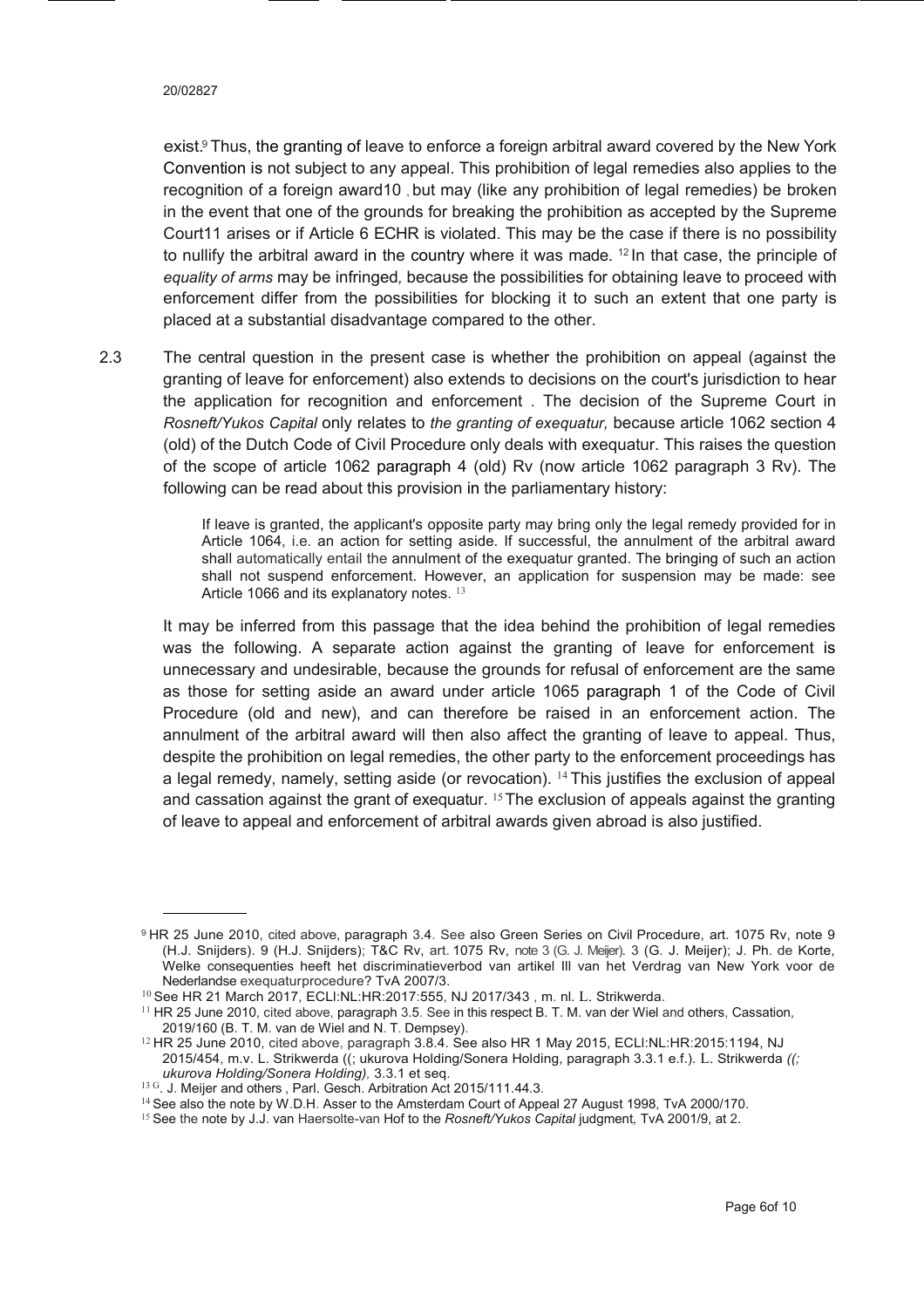exist.[9] Thus, the granting of leave to enforce a foreign arbitral award covered by the New York Convention is not subject to any appeal. This prohibition of legal remedies also applies to the recognition of a foreign award10 , but may (like any prohibition of legal remedies) be broken in the event that one of the grounds for breaking the prohibition as accepted by the Supreme Court11 arises or if Article 6 ECHR is violated. This may be the case if there is no possibility to nullify the arbitral award in the country where it was made. [12] In that case, the principle of *equality of arms* may be infringed, because the possibilities for obtaining leave to proceed with enforcement differ from the possibilities for blocking it to such an extent that one party is placed at a substantial disadvantage compared to the other.

2.3 The central question in the present case is whether the prohibition on appeal (against the granting of leave for enforcement) also extends to decisions on the court's jurisdiction to hear the application for recognition and enforcement . The decision of the Supreme Court in *Rosneft/Yukos Capital* only relates to *the granting of exequatur,* because article 1062 section 4 (old) of the Dutch Code of Civil Procedure only deals with exequatur. This raises the question of the scope of article 1062 paragraph 4 (old) Rv (now article 1062 paragraph 3 Rv). The following can be read about this provision in the parliamentary history:

> If leave is granted, the applicant's opposite party may bring only the legal remedy provided for in Article 1064, i.e. an action for setting aside. If successful, the annulment of the arbitral award shall automatically entail the annulment of the exequatur granted. The bringing of such an action shall not suspend enforcement. However, an application for suspension may be made: see Article 1066 and its explanatory notes. [13]

It may be inferred from this passage that the idea behind the prohibition of legal remedies was the following. A separate action against the granting of leave for enforcement is unnecessary and undesirable, because the grounds for refusal of enforcement are the same as those for setting aside an award under article 1065 paragraph 1 of the Code of Civil Procedure (old and new), and can therefore be raised in an enforcement action. The annulment of the arbitral award will then also affect the granting of leave to appeal. Thus, despite the prohibition on legal remedies, the other party to the enforcement proceedings has a legal remedy, namely, setting aside (or revocation). [14] This justifies the exclusion of appeal and cassation against the grant of exequatur. [15] The exclusion of appeals against the granting of leave to appeal and enforcement of arbitral awards given abroad is also justified.

---

[9] HR 25 June 2010, cited above, paragraph 3.4. See also Green Series on Civil Procedure, art. 1075 Rv, note 9 (H.J. Snijders). 9 (H.J. Snijders); T&C Rv, art. 1075 Rv, note 3 (G. J. Meijer). 3 (G. J. Meijer); J. Ph. de Korte, Welke consequenties heeft het discriminatieverbod van artikel III van het Verdrag van New York voor de Nederlandse exequaturprocedure? TvA 2007/3.

[10] See HR 21 March 2017, ECLI:NL:HR:2017:555, NJ 2017/343 , m. nl. L. Strikwerda.

[11] HR 25 June 2010, cited above, paragraph 3.5. See in this respect B. T. M. van der Wiel and others, Cassation, 2019/160 (B. T. M. van de Wiel and N. T. Dempsey).

[12] HR 25 June 2010, cited above, paragraph 3.8.4. See also HR 1 May 2015, ECLI:NL:HR:2015:1194, NJ 2015/454, m.v. L. Strikwerda ((; ukurova Holding/Sonera Holding, paragraph 3.3.1 e.f.). L. Strikwerda *((; ukurova Holding/Sonera Holding),* 3.3.1 et seq.

[13] G. J. Meijer and others , Parl. Gesch. Arbitration Act 2015/111.44.3.

[14] See also the note by W.D.H. Asser to the Amsterdam Court of Appeal 27 August 1998, TvA 2000/170.

[15] See the note by J.J. van Haersolte-van Hof to the *Rosneft/Yukos Capital* judgment, TvA 2001/9, at 2.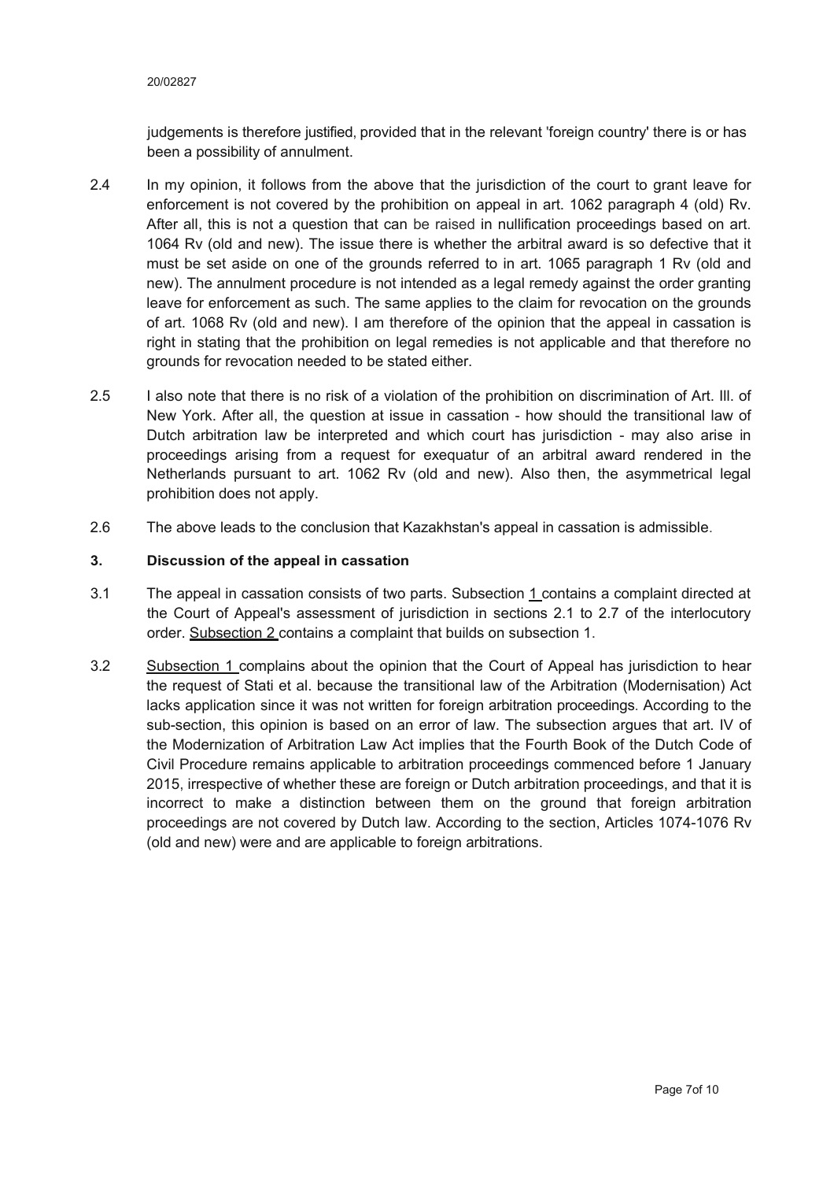judgements is therefore justified, provided that in the relevant 'foreign country' there is or has been a possibility of annulment.

2.4 In my opinion, it follows from the above that the jurisdiction of the court to grant leave for enforcement is not covered by the prohibition on appeal in art. 1062 paragraph 4 (old) Rv. After all, this is not a question that can be raised in nullification proceedings based on art. 1064 Rv (old and new). The issue there is whether the arbitral award is so defective that it must be set aside on one of the grounds referred to in art. 1065 paragraph 1 Rv (old and new). The annulment procedure is not intended as a legal remedy against the order granting leave for enforcement as such. The same applies to the claim for revocation on the grounds of art. 1068 Rv (old and new). I am therefore of the opinion that the appeal in cassation is right in stating that the prohibition on legal remedies is not applicable and that therefore no grounds for revocation needed to be stated either.

2.5 I also note that there is no risk of a violation of the prohibition on discrimination of Art. III. of New York. After all, the question at issue in cassation - how should the transitional law of Dutch arbitration law be interpreted and which court has jurisdiction - may also arise in proceedings arising from a request for exequatur of an arbitral award rendered in the Netherlands pursuant to art. 1062 Rv (old and new). Also then, the asymmetrical legal prohibition does not apply.

2.6 The above leads to the conclusion that Kazakhstan's appeal in cassation is admissible.

## 3. Discussion of the appeal in cassation

3.1 The appeal in cassation consists of two parts. Subsection 1 contains a complaint directed at the Court of Appeal's assessment of jurisdiction in sections 2.1 to 2.7 of the interlocutory order. Subsection 2 contains a complaint that builds on subsection 1.

3.2 Subsection 1 complains about the opinion that the Court of Appeal has jurisdiction to hear the request of Stati et al. because the transitional law of the Arbitration (Modernisation) Act lacks application since it was not written for foreign arbitration proceedings. According to the sub-section, this opinion is based on an error of law. The subsection argues that art. IV of the Modernization of Arbitration Law Act implies that the Fourth Book of the Dutch Code of Civil Procedure remains applicable to arbitration proceedings commenced before 1 January 2015, irrespective of whether these are foreign or Dutch arbitration proceedings, and that it is incorrect to make a distinction between them on the ground that foreign arbitration proceedings are not covered by Dutch law. According to the section, Articles 1074-1076 Rv (old and new) were and are applicable to foreign arbitrations.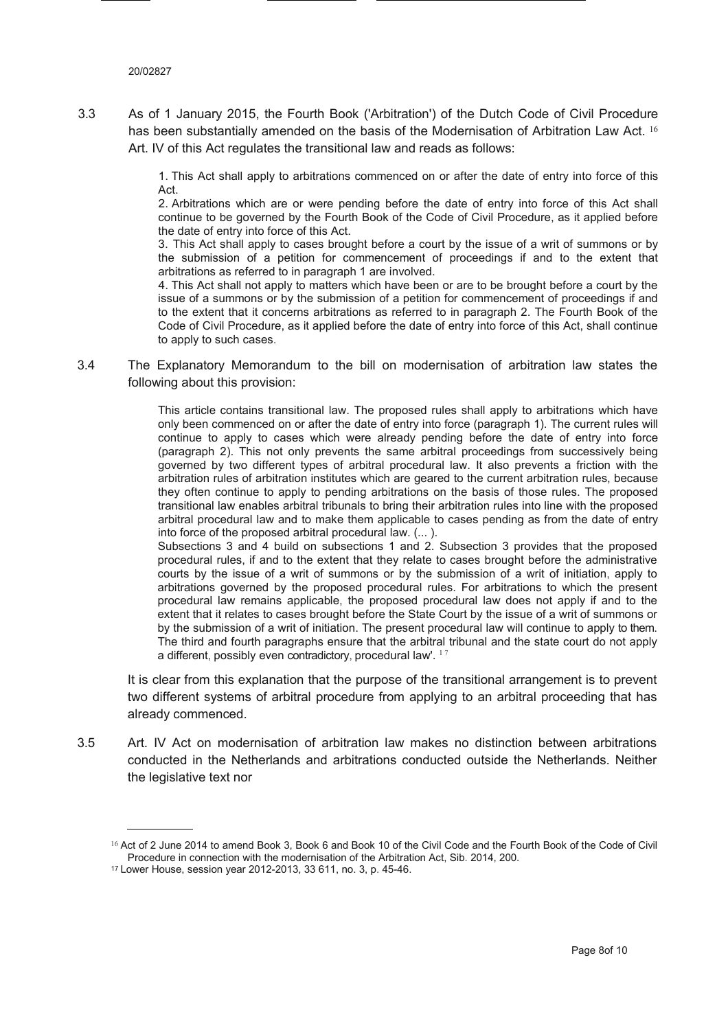20/02827

3.3 As of 1 January 2015, the Fourth Book ('Arbitration') of the Dutch Code of Civil Procedure has been substantially amended on the basis of the Modernisation of Arbitration Law Act. [16] Art. IV of this Act regulates the transitional law and reads as follows:

> 1. This Act shall apply to arbitrations commenced on or after the date of entry into force of this Act.
> 2. Arbitrations which are or were pending before the date of entry into force of this Act shall continue to be governed by the Fourth Book of the Code of Civil Procedure, as it applied before the date of entry into force of this Act.
> 3. This Act shall apply to cases brought before a court by the issue of a writ of summons or by the submission of a petition for commencement of proceedings if and to the extent that arbitrations as referred to in paragraph 1 are involved.
> 4. This Act shall not apply to matters which have been or are to be brought before a court by the issue of a summons or by the submission of a petition for commencement of proceedings if and to the extent that it concerns arbitrations as referred to in paragraph 2. The Fourth Book of the Code of Civil Procedure, as it applied before the date of entry into force of this Act, shall continue to apply to such cases.

3.4 The Explanatory Memorandum to the bill on modernisation of arbitration law states the following about this provision:

> This article contains transitional law. The proposed rules shall apply to arbitrations which have only been commenced on or after the date of entry into force (paragraph 1). The current rules will continue to apply to cases which were already pending before the date of entry into force (paragraph 2). This not only prevents the same arbitral proceedings from successively being governed by two different types of arbitral procedural law. It also prevents a friction with the arbitration rules of arbitration institutes which are geared to the current arbitration rules, because they often continue to apply to pending arbitrations on the basis of those rules. The proposed transitional law enables arbitral tribunals to bring their arbitration rules into line with the proposed arbitral procedural law and to make them applicable to cases pending as from the date of entry into force of the proposed arbitral procedural law. (... ).
> Subsections 3 and 4 build on subsections 1 and 2. Subsection 3 provides that the proposed procedural rules, if and to the extent that they relate to cases brought before the administrative courts by the issue of a writ of summons or by the submission of a writ of initiation, apply to arbitrations governed by the proposed procedural rules. For arbitrations to which the present procedural law remains applicable, the proposed procedural law does not apply if and to the extent that it relates to cases brought before the State Court by the issue of a writ of summons or by the submission of a writ of initiation. The present procedural law will continue to apply to them. The third and fourth paragraphs ensure that the arbitral tribunal and the state court do not apply a different, possibly even contradictory, procedural law'. [17]

It is clear from this explanation that the purpose of the transitional arrangement is to prevent two different systems of arbitral procedure from applying to an arbitral proceeding that has already commenced.

3.5 Art. IV Act on modernisation of arbitration law makes no distinction between arbitrations conducted in the Netherlands and arbitrations conducted outside the Netherlands. Neither the legislative text nor

[16] Act of 2 June 2014 to amend Book 3, Book 6 and Book 10 of the Civil Code and the Fourth Book of the Code of Civil Procedure in connection with the modernisation of the Arbitration Act, Sib. 2014, 200.

[17] Lower House, session year 2012-2013, 33 611, no. 3, p. 45-46.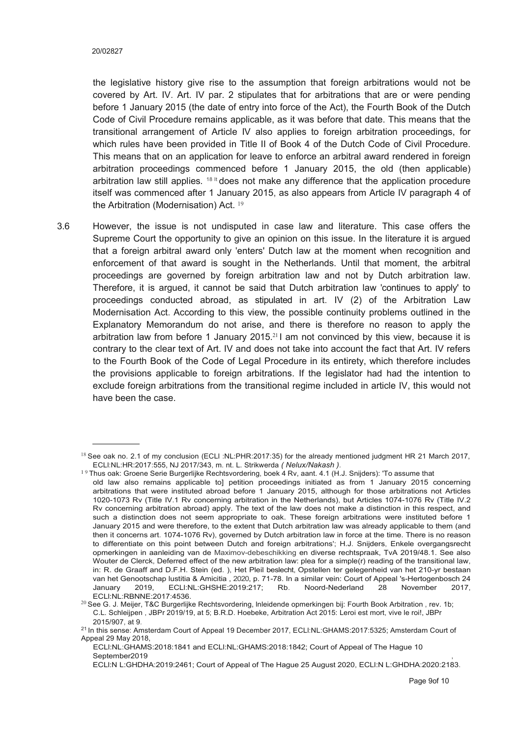the legislative history give rise to the assumption that foreign arbitrations would not be covered by Art. IV. Art. IV par. 2 stipulates that for arbitrations that are or were pending before 1 January 2015 (the date of entry into force of the Act), the Fourth Book of the Dutch Code of Civil Procedure remains applicable, as it was before that date. This means that the transitional arrangement of Article IV also applies to foreign arbitration proceedings, for which rules have been provided in Title II of Book 4 of the Dutch Code of Civil Procedure. This means that on an application for leave to enforce an arbitral award rendered in foreign arbitration proceedings commenced before 1 January 2015, the old (then applicable) arbitration law still applies. [18] It does not make any difference that the application procedure itself was commenced after 1 January 2015, as also appears from Article IV paragraph 4 of the Arbitration (Modernisation) Act. [19]

3.6 However, the issue is not undisputed in case law and literature. This case offers the Supreme Court the opportunity to give an opinion on this issue. In the literature it is argued that a foreign arbitral award only 'enters' Dutch law at the moment when recognition and enforcement of that award is sought in the Netherlands. Until that moment, the arbitral proceedings are governed by foreign arbitration law and not by Dutch arbitration law. Therefore, it is argued, it cannot be said that Dutch arbitration law 'continues to apply' to proceedings conducted abroad, as stipulated in art. IV (2) of the Arbitration Law Modernisation Act. According to this view, the possible continuity problems outlined in the Explanatory Memorandum do not arise, and there is therefore no reason to apply the arbitration law from before 1 January 2015.[21] I am not convinced by this view, because it is contrary to the clear text of Art. IV and does not take into account the fact that Art. IV refers to the Fourth Book of the Code of Legal Procedure in its entirety, which therefore includes the provisions applicable to foreign arbitrations. If the legislator had had the intention to exclude foreign arbitrations from the transitional regime included in article IV, this would not have been the case.

---

[18] See oak no. 2.1 of my conclusion (ECLI :NL:PHR:2017:35) for the already mentioned judgment HR 21 March 2017, ECLI:NL:HR:2017:555, NJ 2017/343, m. nt. L. Strikwerda *( Nelux/Nakash )*.

[19] Thus oak: Groene Serie Burgerlijke Rechtsvordering, boek 4 Rv, aant. 4.1 (H.J. Snijders): 'To assume that old law also remains applicable to] petition proceedings initiated as from 1 January 2015 concerning arbitrations that were instituted abroad before 1 January 2015, although for those arbitrations not Articles 1020-1073 Rv (Title IV.1 Rv concerning arbitration in the Netherlands), but Articles 1074-1076 Rv (Title IV.2 Rv concerning arbitration abroad) apply. The text of the law does not make a distinction in this respect, and such a distinction does not seem appropriate to oak. These foreign arbitrations were instituted before 1 January 2015 and were therefore, to the extent that Dutch arbitration law was already applicable to them (and then it concerns art. 1074-1076 Rv), governed by Dutch arbitration law in force at the time. There is no reason to differentiate on this point between Dutch and foreign arbitrations'; H.J. Snijders, Enkele overgangsrecht opmerkingen in aanleiding van de Maximov-debeschikking en diverse rechtspraak, TvA 2019/48.1. See also Wouter de Clerck, Deferred effect of the new arbitration law: plea for a simple(r) reading of the transitional law, in: R. de Graaff and D.F.H. Stein (ed. ), Het Pleil beslecht, Opstellen ter gelegenheid van het 210-yr bestaan van het Genootschap Iustitia & Amicitia , 2020, p. 71-78. In a similar vein: Court of Appeal 's-Hertogenbosch 24 January 2019, ECLI:NL:GHSHE:2019:217; Rb. Noord-Nederland 28 November 2017, ECLI:NL:RBNNE:2017:4536.

[20] See G. J. Meijer, T&C Burgerlijke Rechtsvordering, Inleidende opmerkingen bij: Fourth Book Arbitration , rev. 1b; C.L. Schleijpen , JBPr 2019/19, at 5; B.R.D. Hoebeke, Arbitration Act 2015: Leroi est mort, vive le roi!, JBPr 2015/907, at 9.

[21] In this sense: Amsterdam Court of Appeal 19 December 2017, ECLI:NL:GHAMS:2017:5325; Amsterdam Court of Appeal 29 May 2018, ECLI:NL:GHAMS:2018:1841 and ECLI:NL:GHAMS:2018:1842; Court of Appeal of The Hague 10 September2019 , ECLI:N L:GHDHA:2019:2461; Court of Appeal of The Hague 25 August 2020, ECLI:N L:GHDHA:2020:2183.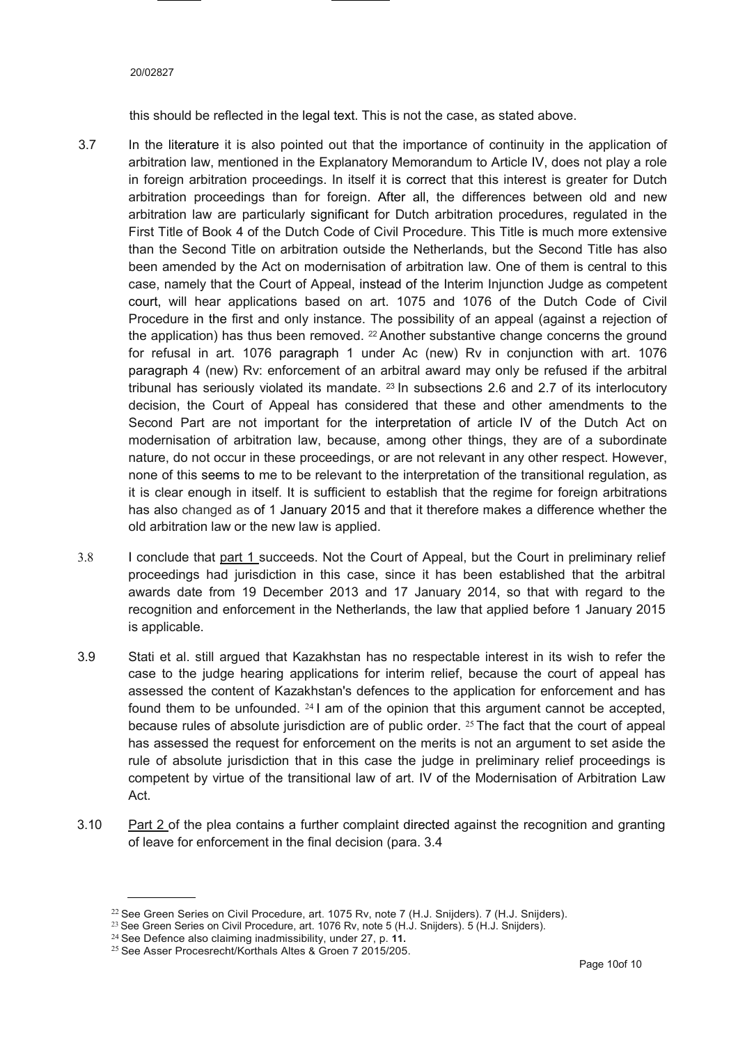this should be reflected in the legal text. This is not the case, as stated above.

3.7 In the literature it is also pointed out that the importance of continuity in the application of arbitration law, mentioned in the Explanatory Memorandum to Article IV, does not play a role in foreign arbitration proceedings. In itself it is correct that this interest is greater for Dutch arbitration proceedings than for foreign. After all, the differences between old and new arbitration law are particularly significant for Dutch arbitration procedures, regulated in the First Title of Book 4 of the Dutch Code of Civil Procedure. This Title is much more extensive than the Second Title on arbitration outside the Netherlands, but the Second Title has also been amended by the Act on modernisation of arbitration law. One of them is central to this case, namely that the Court of Appeal, instead of the Interim Injunction Judge as competent court, will hear applications based on art. 1075 and 1076 of the Dutch Code of Civil Procedure in the first and only instance. The possibility of an appeal (against a rejection of the application) has thus been removed. [22] Another substantive change concerns the ground for refusal in art. 1076 paragraph 1 under Ac (new) Rv in conjunction with art. 1076 paragraph 4 (new) Rv: enforcement of an arbitral award may only be refused if the arbitral tribunal has seriously violated its mandate. [23] In subsections 2.6 and 2.7 of its interlocutory decision, the Court of Appeal has considered that these and other amendments to the Second Part are not important for the interpretation of article IV of the Dutch Act on modernisation of arbitration law, because, among other things, they are of a subordinate nature, do not occur in these proceedings, or are not relevant in any other respect. However, none of this seems to me to be relevant to the interpretation of the transitional regulation, as it is clear enough in itself. It is sufficient to establish that the regime for foreign arbitrations has also changed as of 1 January 2015 and that it therefore makes a difference whether the old arbitration law or the new law is applied.

3.8 I conclude that part 1 succeeds. Not the Court of Appeal, but the Court in preliminary relief proceedings had jurisdiction in this case, since it has been established that the arbitral awards date from 19 December 2013 and 17 January 2014, so that with regard to the recognition and enforcement in the Netherlands, the law that applied before 1 January 2015 is applicable.

3.9 Stati et al. still argued that Kazakhstan has no respectable interest in its wish to refer the case to the judge hearing applications for interim relief, because the court of appeal has assessed the content of Kazakhstan's defences to the application for enforcement and has found them to be unfounded. [24] I am of the opinion that this argument cannot be accepted, because rules of absolute jurisdiction are of public order. [25] The fact that the court of appeal has assessed the request for enforcement on the merits is not an argument to set aside the rule of absolute jurisdiction that in this case the judge in preliminary relief proceedings is competent by virtue of the transitional law of art. IV of the Modernisation of Arbitration Law Act.

3.10 Part 2 of the plea contains a further complaint directed against the recognition and granting of leave for enforcement in the final decision (para. 3.4

---

[22] See Green Series on Civil Procedure, art. 1075 Rv, note 7 (H.J. Snijders). 7 (H.J. Snijders).

[23] See Green Series on Civil Procedure, art. 1076 Rv, note 5 (H.J. Snijders). 5 (H.J. Snijders).

[24] See Defence also claiming inadmissibility, under 27, p. **11.**

[25] See Asser Procesrecht/Korthals Altes & Groen 7 2015/205.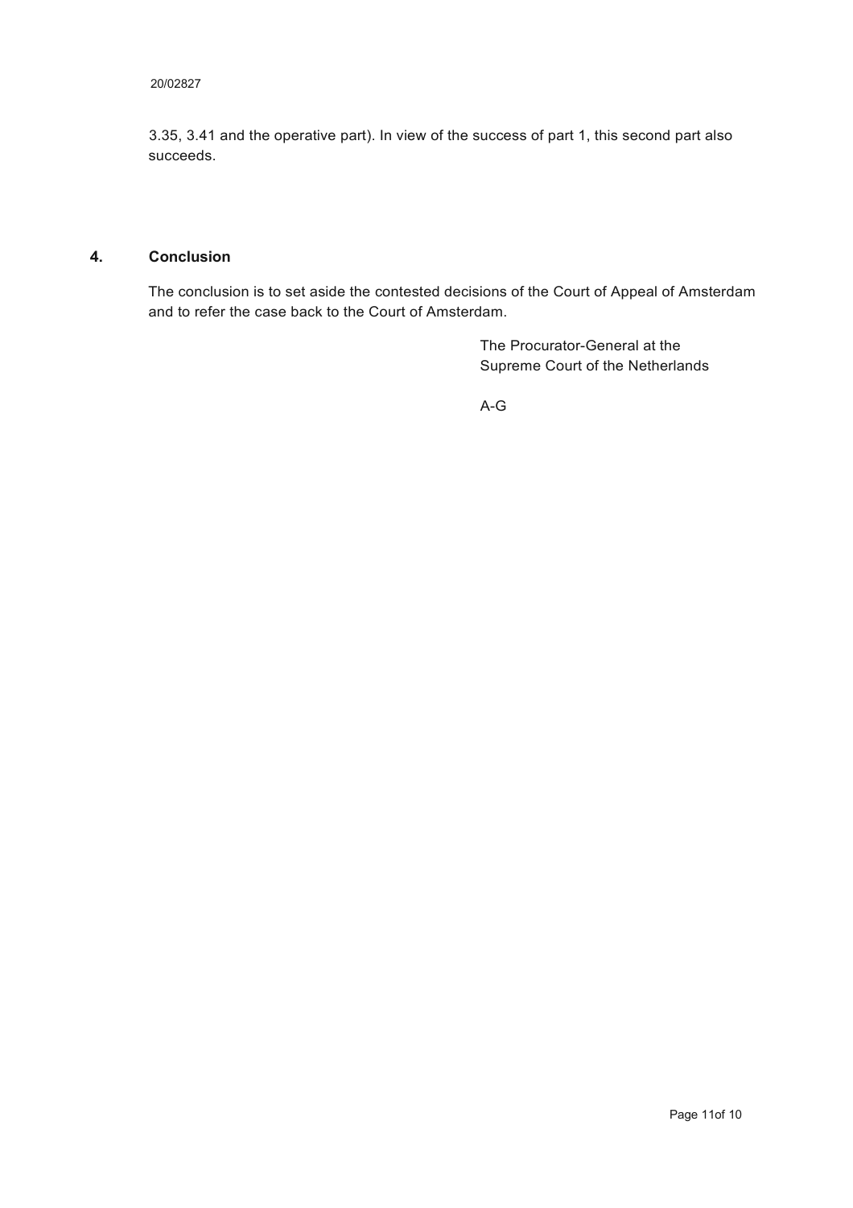3.35, 3.41 and the operative part). In view of the success of part 1, this second part also succeeds.

## 4. Conclusion

The conclusion is to set aside the contested decisions of the Court of Appeal of Amsterdam and to refer the case back to the Court of Amsterdam.

The Procurator-General at the
Supreme Court of the Netherlands

A-G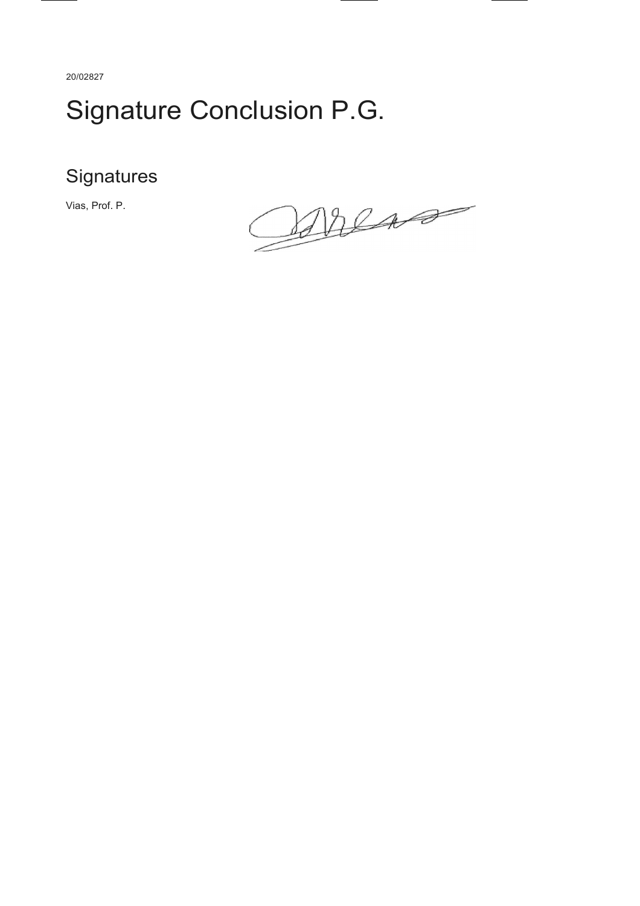20/02827

# Signature Conclusion P.G.

## Signatures

Vias, Prof. P.